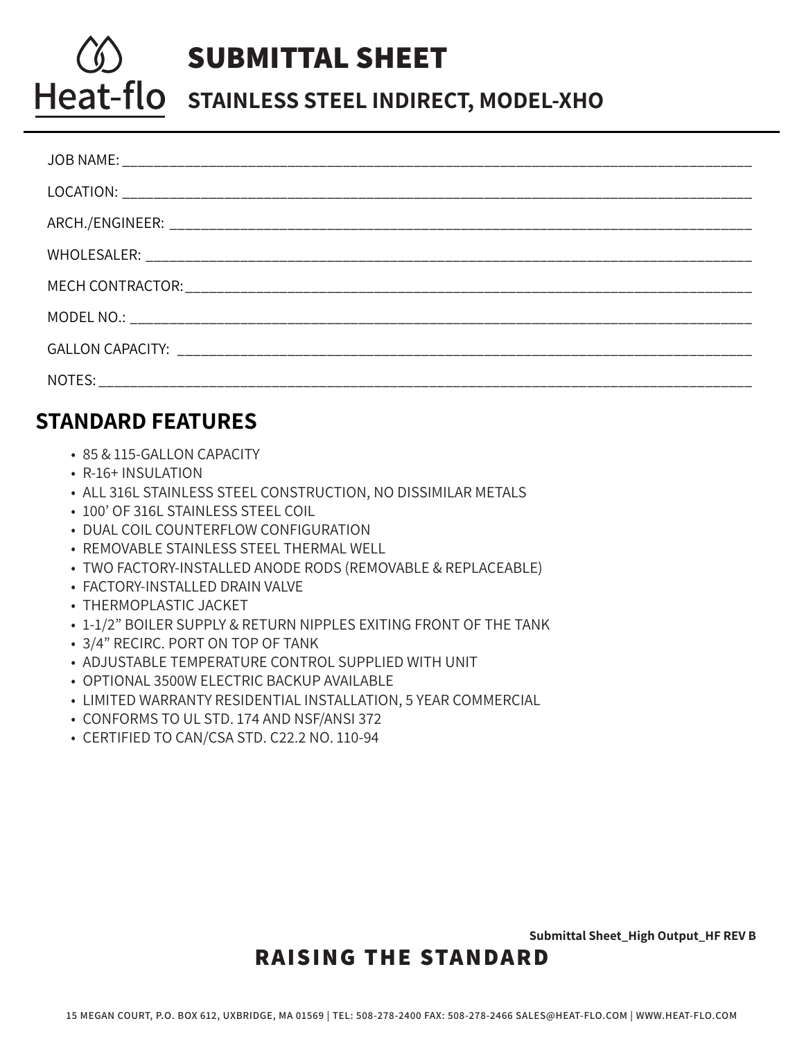Heat-flo

# SUBMITTAL SHEET

## STAINLESS STEEL INDIRECT, MODEL-XHO

JOB NAME: ____________________________________________

LOCATION: ____________________________________________

ARCH./ENGINEER: ____________________________________________

WHOLESALER: ____________________________________________

MECH CONTRACTOR: ____________________________________________

MODEL NO.: ____________________________________________

GALLON CAPACITY: ____________________________________________

NOTES: ____________________________________________

## STANDARD FEATURES

- 85 & 115-GALLON CAPACITY
- R-16+ INSULATION
- ALL 316L STAINLESS STEEL CONSTRUCTION, NO DISSIMILAR METALS
- 100' OF 316L STAINLESS STEEL COIL
- DUAL COIL COUNTERFLOW CONFIGURATION
- REMOVABLE STAINLESS STEEL THERMAL WELL
- TWO FACTORY-INSTALLED ANODE RODS (REMOVABLE & REPLACEABLE)
- FACTORY-INSTALLED DRAIN VALVE
- THERMOPLASTIC JACKET
- 1-1/2" BOILER SUPPLY & RETURN NIPPLES EXITING FRONT OF THE TANK
- 3/4" RECIRC. PORT ON TOP OF TANK
- ADJUSTABLE TEMPERATURE CONTROL SUPPLIED WITH UNIT
- OPTIONAL 3500W ELECTRIC BACKUP AVAILABLE
- LIMITED WARRANTY RESIDENTIAL INSTALLATION, 5 YEAR COMMERCIAL
- CONFORMS TO UL STD. 174 AND NSF/ANSI 372
- CERTIFIED TO CAN/CSA STD. C22.2 NO. 110-94

**Submittal Sheet_High Output_HF REV B**

**RAISING THE STANDARD**

15 MEGAN COURT, P.O. BOX 612, UXBRIDGE, MA 01569 | TEL: 508-278-2400 FAX: 508-278-2466 SALES@HEAT-FLO.COM | WWW.HEAT-FLO.COM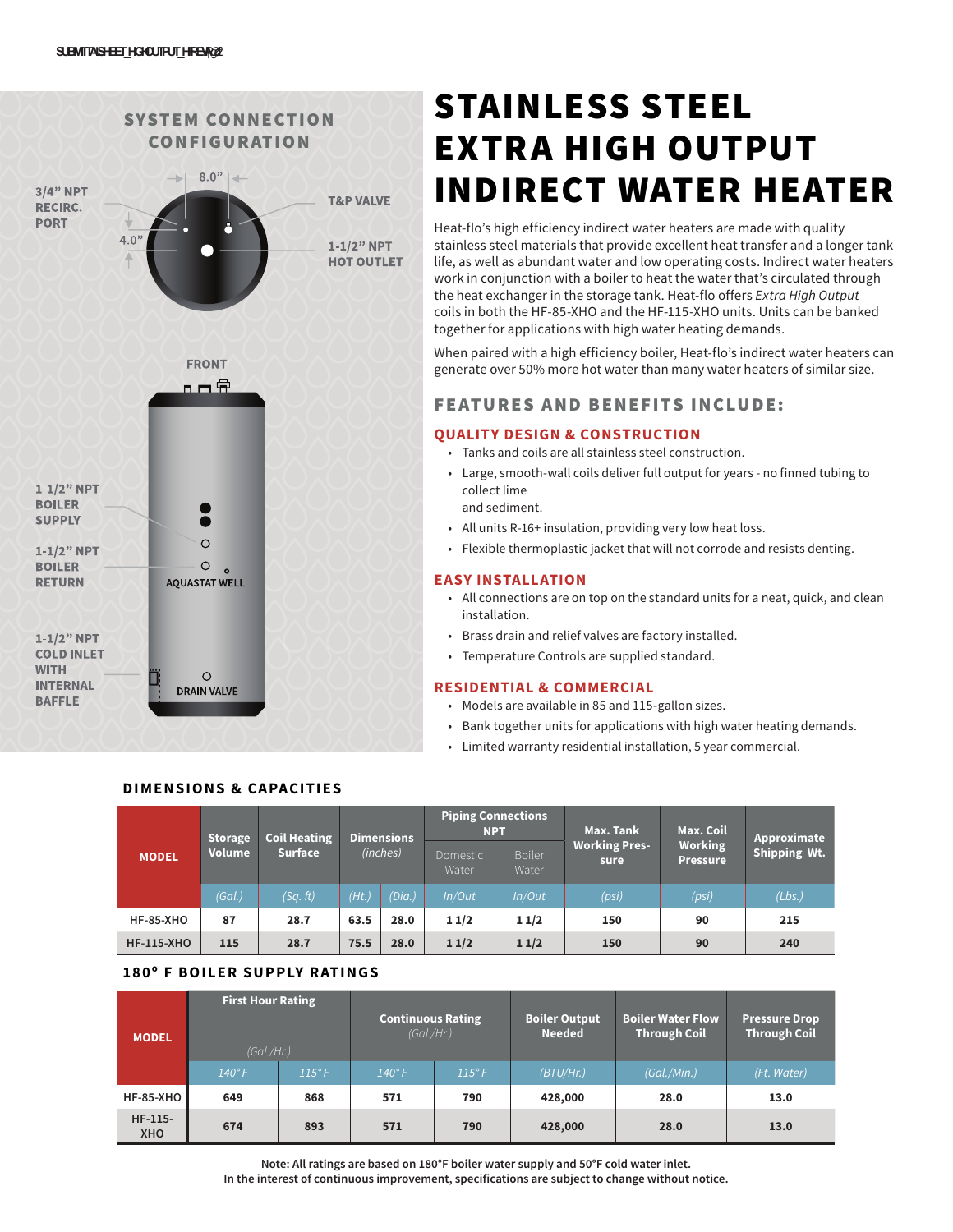# STAINLESS STEEL EXTRA HIGH OUTPUT INDIRECT WATER HEATER

Heat-flo's high efficiency indirect water heaters are made with quality stainless steel materials that provide excellent heat transfer and a longer tank life, as well as abundant water and low operating costs. Indirect water heaters work in conjunction with a boiler to heat the water that's circulated through the heat exchanger in the storage tank. Heat-flo offers *Extra High Output* coils in both the HF-85-XHO and the HF-115-XHO units. Units can be banked together for applications with high water heating demands.

When paired with a high efficiency boiler, Heat-flo's indirect water heaters can generate over 50% more hot water than many water heaters of similar size.

## SYSTEM CONNECTION CONFIGURATION

3/4" NPT RECIRC. PORT

8.0"

4.0"

T&P VALVE

1-1/2" NPT HOT OUTLET

FRONT

1-1/2" NPT BOILER SUPPLY

1-1/2" NPT BOILER RETURN

AQUASTAT WELL

1-1/2" NPT COLD INLET WITH INTERNAL BAFFLE

DRAIN VALVE

## FEATURES AND BENEFITS INCLUDE:

### QUALITY DESIGN & CONSTRUCTION

- Tanks and coils are all stainless steel construction.
- Large, smooth-wall coils deliver full output for years - no finned tubing to collect lime and sediment.
- All units R-16+ insulation, providing very low heat loss.
- Flexible thermoplastic jacket that will not corrode and resists denting.

### EASY INSTALLATION

- All connections are on top on the standard units for a neat, quick, and clean installation.
- Brass drain and relief valves are factory installed.
- Temperature Controls are supplied standard.

### RESIDENTIAL & COMMERCIAL

- Models are available in 85 and 115-gallon sizes.
- Bank together units for applications with high water heating demands.
- Limited warranty residential installation, 5 year commercial.

## DIMENSIONS & CAPACITIES

| MODEL | Storage Volume | Coil Heating Surface | Dimensions (inches) | | Piping Connections NPT | | Max. Tank Working Pressure | Max. Coil Working Pressure | Approximate Shipping Wt. |
|---|---|---|---|---|---|---|---|---|---|
| | | | | | Domestic Water | Boiler Water | | | |
| | (Gal.) | (Sq. ft) | (Ht.) | (Dia.) | In/Out | In/Out | (psi) | (psi) | (Lbs.) |
| HF-85-XHO | 87 | 28.7 | 63.5 | 28.0 | 1 1/2 | 1 1/2 | 150 | 90 | 215 |
| HF-115-XHO | 115 | 28.7 | 75.5 | 28.0 | 1 1/2 | 1 1/2 | 150 | 90 | 240 |

## 180° F BOILER SUPPLY RATINGS

| MODEL | First Hour Rating (Gal./Hr.) | | Continuous Rating (Gal./Hr.) | | Boiler Output Needed | Boiler Water Flow Through Coil | Pressure Drop Through Coil |
|---|---|---|---|---|---|---|---|
| | 140° F | 115° F | 140° F | 115° F | (BTU/Hr.) | (Gal./Min.) | (Ft. Water) |
| HF-85-XHO | 649 | 868 | 571 | 790 | 428,000 | 28.0 | 13.0 |
| HF-115-XHO | 674 | 893 | 571 | 790 | 428,000 | 28.0 | 13.0 |

**Note: All ratings are based on 180°F boiler water supply and 50°F cold water inlet.**
**In the interest of continuous improvement, specifications are subject to change without notice.**